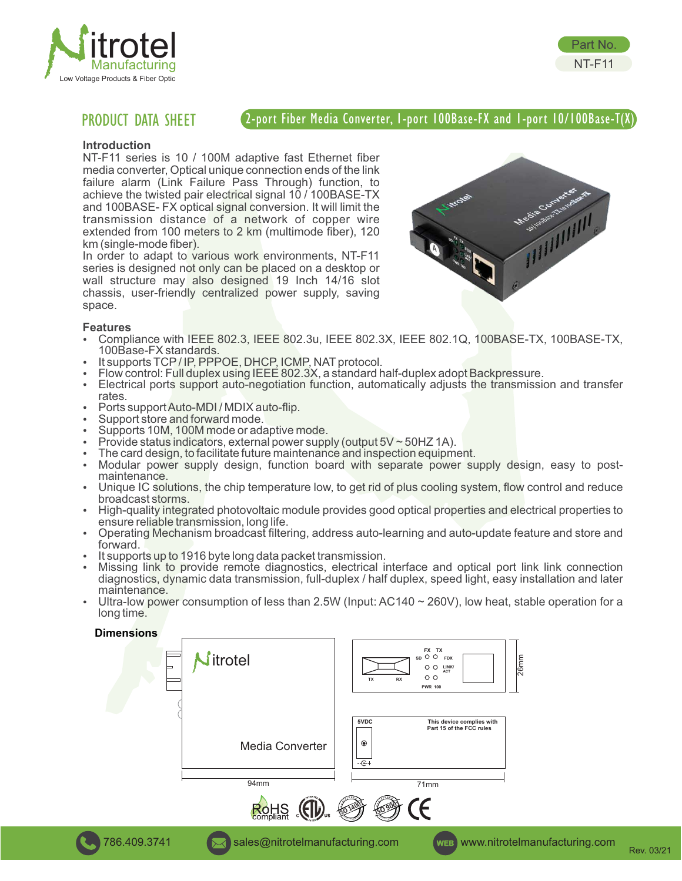Part No.

NT-F11

# PRODUCT DATA SHEET

## 2-port Fiber Media Converter, 1-port 100Base-FX and 1-port 10/100Base-T(X)

### Introduction

NT-F11 series is 10 / 100M adaptive fast Ethernet fiber media converter, Optical unique connection ends of the link failure alarm (Link Failure Pass Through) function, to achieve the twisted pair electrical signal 10 / 100BASE-TX and 100BASE- FX optical signal conversion. It will limit the transmission distance of a network of copper wire extended from 100 meters to 2 km (multimode fiber), 120 km (single-mode fiber).

In order to adapt to various work environments, NT-F11 series is designed not only can be placed on a desktop or wall structure may also designed 19 Inch 14/16 slot chassis, user-friendly centralized power supply, saving space.

### Features

- Compliance with IEEE 802.3, IEEE 802.3u, IEEE 802.3X, IEEE 802.1Q, 100BASE-TX, 100BASE-TX, 100Base-FX standards.
- It supports TCP / IP, PPPOE, DHCP, ICMP, NAT protocol.
- Flow control: Full duplex using IEEE 802.3X, a standard half-duplex adopt Backpressure.
- Electrical ports support auto-negotiation function, automatically adjusts the transmission and transfer rates.
- Ports support Auto-MDI / MDIX auto-flip.
- Support store and forward mode.
- Supports 10M, 100M mode or adaptive mode.
- Provide status indicators, external power supply (output 5V ~ 50HZ 1A).
- The card design, to facilitate future maintenance and inspection equipment.
- Modular power supply design, function board with separate power supply design, easy to post-maintenance.
- Unique IC solutions, the chip temperature low, to get rid of plus cooling system, flow control and reduce broadcast storms.
- High-quality integrated photovoltaic module provides good optical properties and electrical properties to ensure reliable transmission, long life.
- Operating Mechanism broadcast filtering, address auto-learning and auto-update feature and store and forward.
- It supports up to 1916 byte long data packet transmission.
- Missing link to provide remote diagnostics, electrical interface and optical port link link connection diagnostics, dynamic data transmission, full-duplex / half duplex, speed light, easy installation and later maintenance.
- Ultra-low power consumption of less than 2.5W (Input: AC140 ~ 260V), low heat, stable operation for a long time.

### Dimensions

Nitrotel

Media Converter

94mm

FX TX SD FDX LINK/ACT PWR 100 TX RX

26mm

5VDC

This device complies with Part 15 of the FCC rules

71mm

RoHS compliant

786.409.3741 sales@nitrotelmanufacturing.com www.nitrotelmanufacturing.com

Rev. 03/21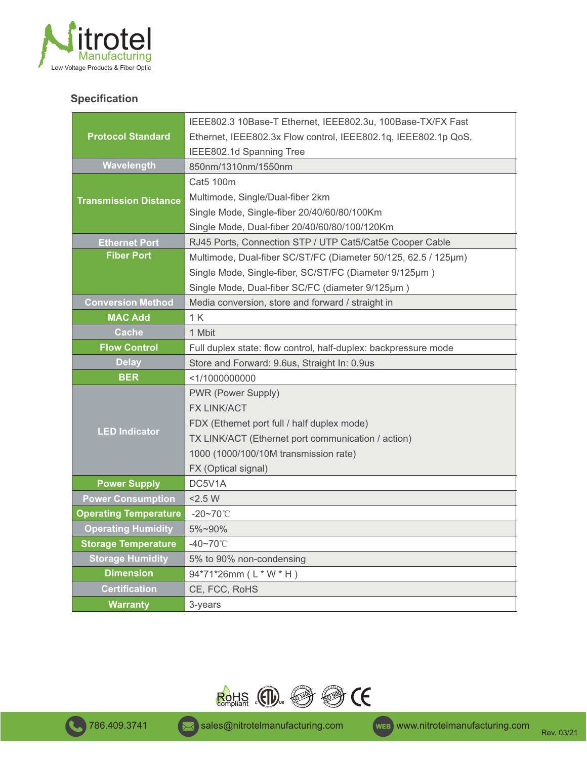## Specification

| | |
|---|---|
| **Protocol Standard** | IEEE802.3 10Base-T Ethernet, IEEE802.3u, 100Base-TX/FX Fast Ethernet, IEEE802.3x Flow control, IEEE802.1q, IEEE802.1p QoS, IEEE802.1d Spanning Tree |
| **Wavelength** | 850nm/1310nm/1550nm |
| **Transmission Distance** | Cat5 100m<br>Multimode, Single/Dual-fiber 2km<br>Single Mode, Single-fiber 20/40/60/80/100Km<br>Single Mode, Dual-fiber 20/40/60/80/100/120Km |
| **Ethernet Port** | RJ45 Ports, Connection STP / UTP Cat5/Cat5e Cooper Cable |
| **Fiber Port** | Multimode, Dual-fiber SC/ST/FC (Diameter 50/125, 62.5 / 125μm)<br>Single Mode, Single-fiber, SC/ST/FC (Diameter 9/125μm )<br>Single Mode, Dual-fiber SC/FC (diameter 9/125μm ) |
| **Conversion Method** | Media conversion, store and forward / straight in |
| **MAC Add** | 1 K |
| **Cache** | 1 Mbit |
| **Flow Control** | Full duplex state: flow control, half-duplex: backpressure mode |
| **Delay** | Store and Forward: 9.6us, Straight In: 0.9us |
| **BER** | <1/1000000000 |
| **LED Indicator** | PWR (Power Supply)<br>FX LINK/ACT<br>FDX (Ethernet port full / half duplex mode)<br>TX LINK/ACT (Ethernet port communication / action)<br>1000 (1000/100/10M transmission rate)<br>FX (Optical signal) |
| **Power Supply** | DC5V1A |
| **Power Consumption** | <2.5 W |
| **Operating Temperature** | -20~70℃ |
| **Operating Humidity** | 5%~90% |
| **Storage Temperature** | -40~70℃ |
| **Storage Humidity** | 5% to 90% non-condensing |
| **Dimension** | 94*71*26mm ( L * W * H ) |
| **Certification** | CE, FCC, RoHS |
| **Warranty** | 3-years |

786.409.3741 | sales@nitrotelmanufacturing.com | www.nitrotelmanufacturing.com

Rev. 03/21